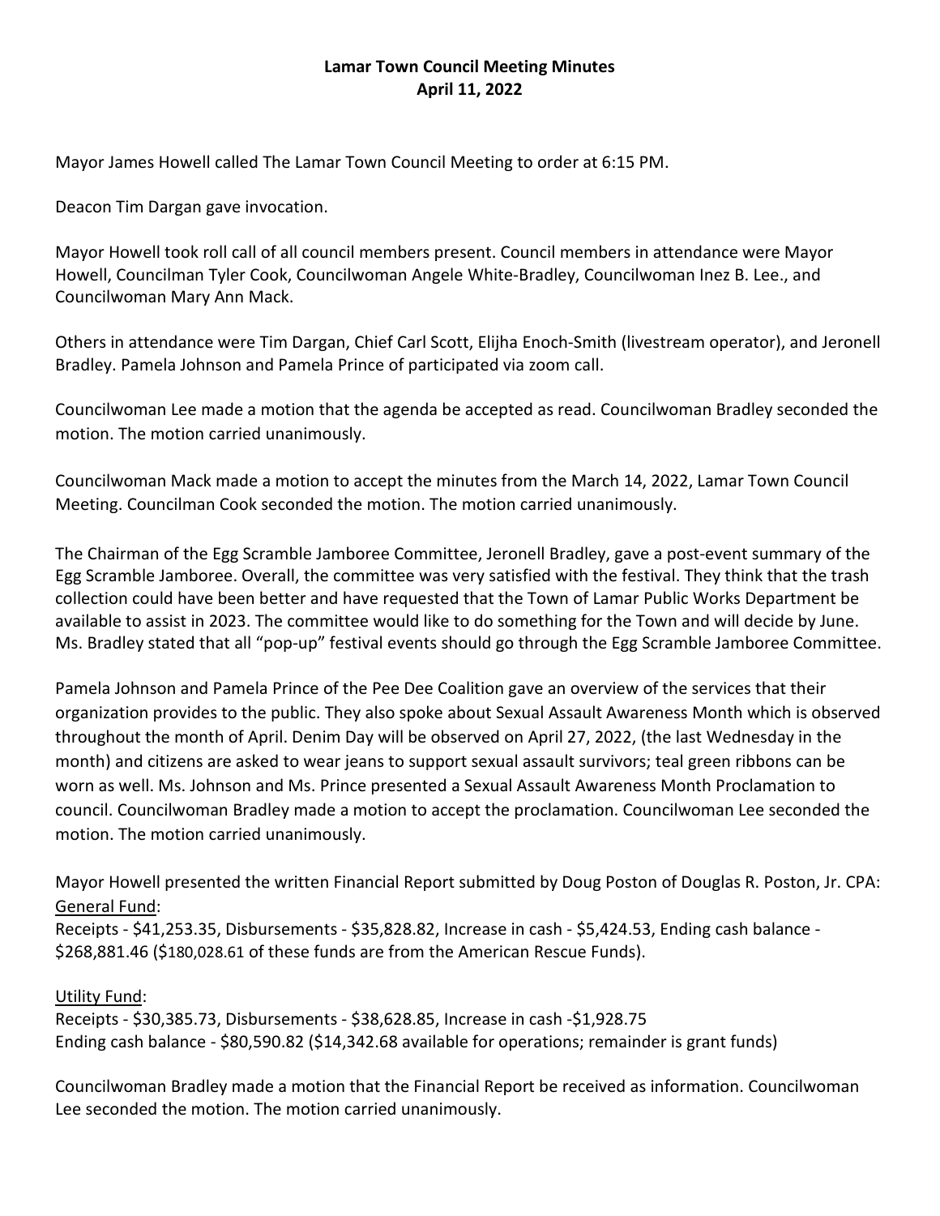**Lamar Town Council Meeting Minutes**
**April 11, 2022**

Mayor James Howell called The Lamar Town Council Meeting to order at 6:15 PM.

Deacon Tim Dargan gave invocation.

Mayor Howell took roll call of all council members present. Council members in attendance were Mayor Howell, Councilman Tyler Cook, Councilwoman Angele White-Bradley, Councilwoman Inez B. Lee., and Councilwoman Mary Ann Mack.

Others in attendance were Tim Dargan, Chief Carl Scott, Elijha Enoch-Smith (livestream operator), and Jeronell Bradley. Pamela Johnson and Pamela Prince of participated via zoom call.

Councilwoman Lee made a motion that the agenda be accepted as read. Councilwoman Bradley seconded the motion. The motion carried unanimously.

Councilwoman Mack made a motion to accept the minutes from the March 14, 2022, Lamar Town Council Meeting. Councilman Cook seconded the motion. The motion carried unanimously.

The Chairman of the Egg Scramble Jamboree Committee, Jeronell Bradley, gave a post-event summary of the Egg Scramble Jamboree. Overall, the committee was very satisfied with the festival. They think that the trash collection could have been better and have requested that the Town of Lamar Public Works Department be available to assist in 2023. The committee would like to do something for the Town and will decide by June. Ms. Bradley stated that all "pop-up" festival events should go through the Egg Scramble Jamboree Committee.

Pamela Johnson and Pamela Prince of the Pee Dee Coalition gave an overview of the services that their organization provides to the public. They also spoke about Sexual Assault Awareness Month which is observed throughout the month of April. Denim Day will be observed on April 27, 2022, (the last Wednesday in the month) and citizens are asked to wear jeans to support sexual assault survivors; teal green ribbons can be worn as well. Ms. Johnson and Ms. Prince presented a Sexual Assault Awareness Month Proclamation to council. Councilwoman Bradley made a motion to accept the proclamation. Councilwoman Lee seconded the motion. The motion carried unanimously.

Mayor Howell presented the written Financial Report submitted by Doug Poston of Douglas R. Poston, Jr. CPA:
General Fund:
Receipts - $41,253.35, Disbursements - $35,828.82, Increase in cash - $5,424.53, Ending cash balance - $268,881.46 ($180,028.61 of these funds are from the American Rescue Funds).

Utility Fund:
Receipts - $30,385.73, Disbursements - $38,628.85, Increase in cash -$1,928.75
Ending cash balance - $80,590.82 ($14,342.68 available for operations; remainder is grant funds)

Councilwoman Bradley made a motion that the Financial Report be received as information. Councilwoman Lee seconded the motion. The motion carried unanimously.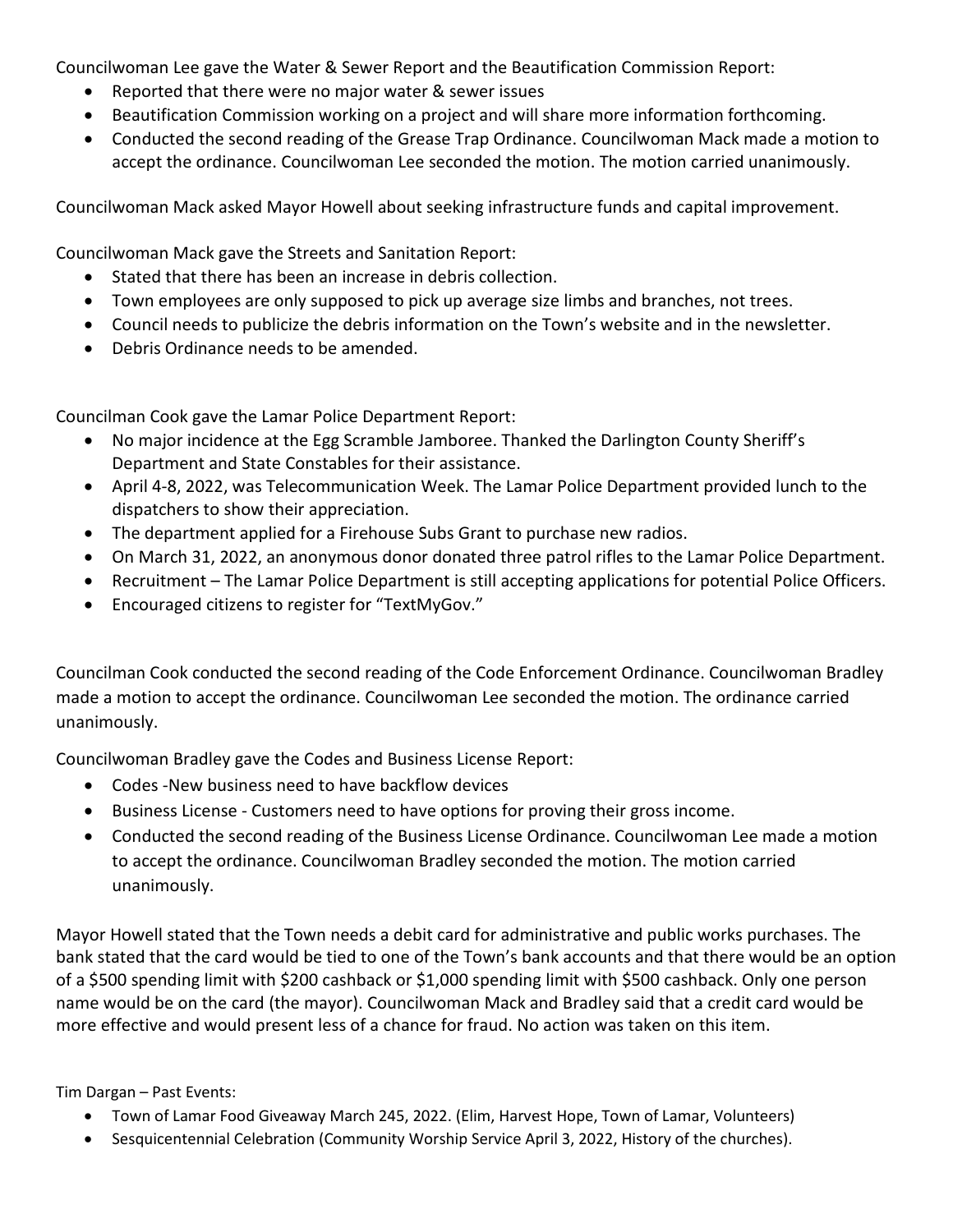Councilwoman Lee gave the Water & Sewer Report and the Beautification Commission Report:

- Reported that there were no major water & sewer issues
- Beautification Commission working on a project and will share more information forthcoming.
- Conducted the second reading of the Grease Trap Ordinance. Councilwoman Mack made a motion to accept the ordinance. Councilwoman Lee seconded the motion. The motion carried unanimously.

Councilwoman Mack asked Mayor Howell about seeking infrastructure funds and capital improvement.

Councilwoman Mack gave the Streets and Sanitation Report:

- Stated that there has been an increase in debris collection.
- Town employees are only supposed to pick up average size limbs and branches, not trees.
- Council needs to publicize the debris information on the Town's website and in the newsletter.
- Debris Ordinance needs to be amended.

Councilman Cook gave the Lamar Police Department Report:

- No major incidence at the Egg Scramble Jamboree. Thanked the Darlington County Sheriff's Department and State Constables for their assistance.
- April 4-8, 2022, was Telecommunication Week. The Lamar Police Department provided lunch to the dispatchers to show their appreciation.
- The department applied for a Firehouse Subs Grant to purchase new radios.
- On March 31, 2022, an anonymous donor donated three patrol rifles to the Lamar Police Department.
- Recruitment – The Lamar Police Department is still accepting applications for potential Police Officers.
- Encouraged citizens to register for "TextMyGov."

Councilman Cook conducted the second reading of the Code Enforcement Ordinance. Councilwoman Bradley made a motion to accept the ordinance. Councilwoman Lee seconded the motion. The ordinance carried unanimously.

Councilwoman Bradley gave the Codes and Business License Report:

- Codes -New business need to have backflow devices
- Business License - Customers need to have options for proving their gross income.
- Conducted the second reading of the Business License Ordinance. Councilwoman Lee made a motion to accept the ordinance. Councilwoman Bradley seconded the motion. The motion carried unanimously.

Mayor Howell stated that the Town needs a debit card for administrative and public works purchases. The bank stated that the card would be tied to one of the Town's bank accounts and that there would be an option of a $500 spending limit with $200 cashback or $1,000 spending limit with $500 cashback. Only one person name would be on the card (the mayor). Councilwoman Mack and Bradley said that a credit card would be more effective and would present less of a chance for fraud. No action was taken on this item.

Tim Dargan – Past Events:

- Town of Lamar Food Giveaway March 245, 2022. (Elim, Harvest Hope, Town of Lamar, Volunteers)
- Sesquicentennial Celebration (Community Worship Service April 3, 2022, History of the churches).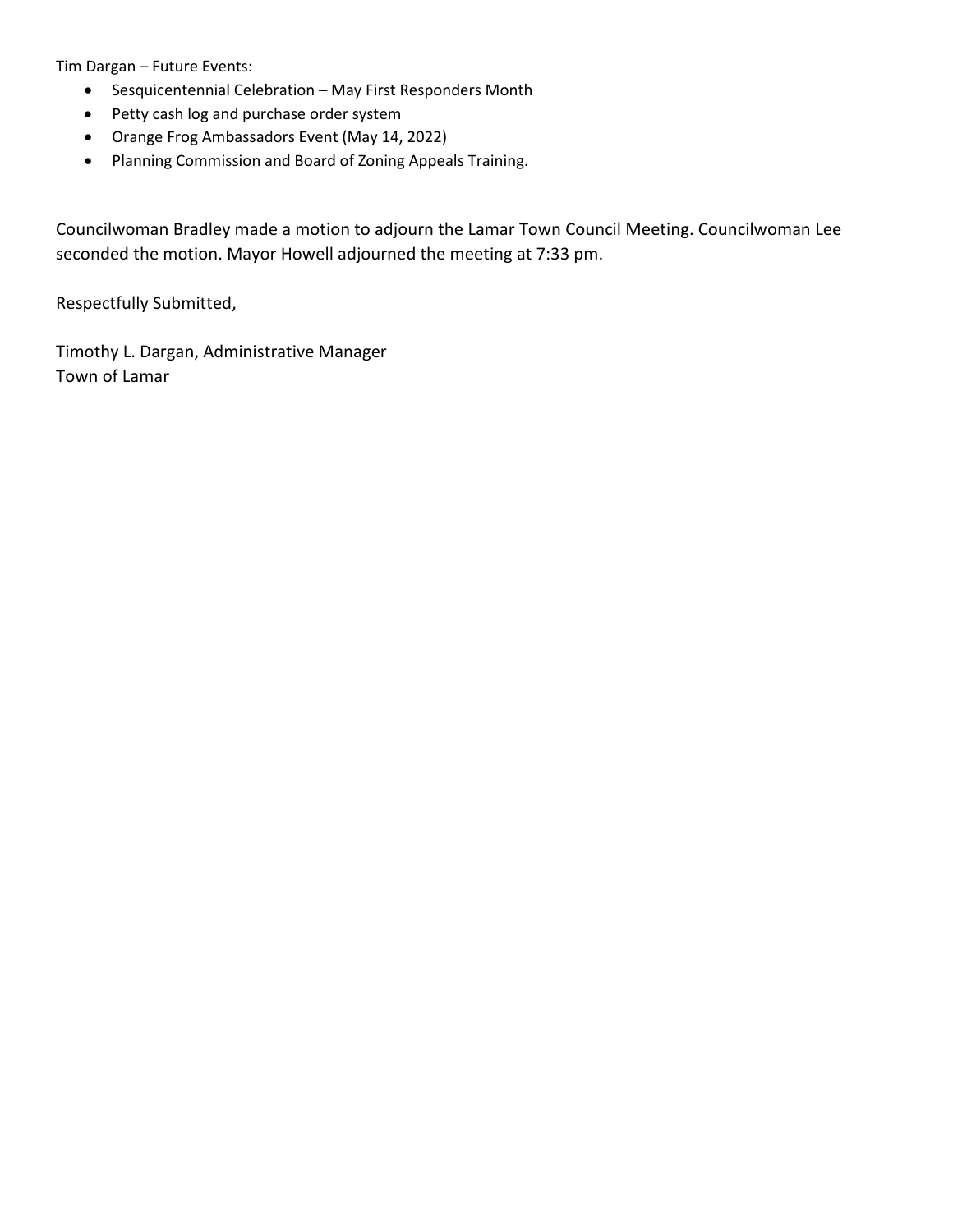Tim Dargan – Future Events:

- Sesquicentennial Celebration – May First Responders Month
- Petty cash log and purchase order system
- Orange Frog Ambassadors Event (May 14, 2022)
- Planning Commission and Board of Zoning Appeals Training.

Councilwoman Bradley made a motion to adjourn the Lamar Town Council Meeting. Councilwoman Lee seconded the motion. Mayor Howell adjourned the meeting at 7:33 pm.

Respectfully Submitted,

Timothy L. Dargan, Administrative Manager
Town of Lamar